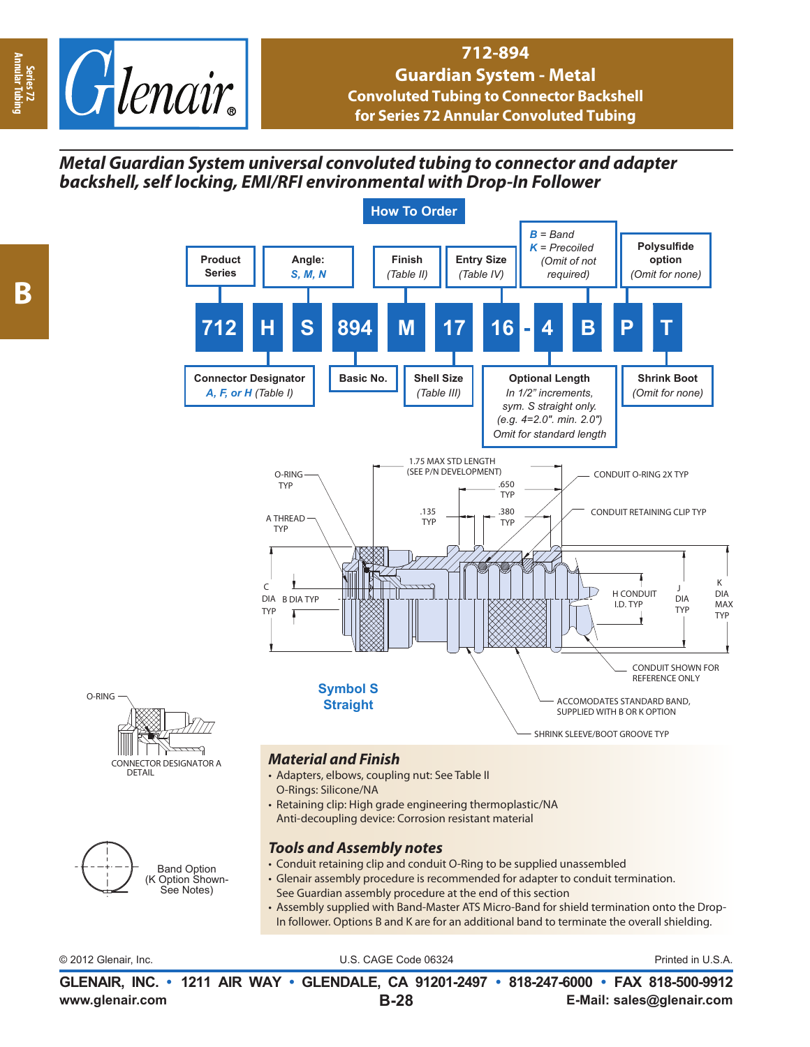# 712-894
## Guardian System - Metal
### Convoluted Tubing to Connector Backshell for Series 72 Annular Convoluted Tubing

***Metal Guardian System universal convoluted tubing to connector and adapter backshell, self locking, EMI/RFI environmental with Drop-In Follower***

## How To Order

712 H S 894 M 17 16 - 4 B P T

| Code | Field | Description |
|---|---|---|
| 712 | Product Series | |
| H | Connector Designator | *A, F, or H* (Table I) |
| S | Angle: | *S, M, N* |
| 894 | Basic No. | |
| M | Finish | (Table II) |
| 17 | Shell Size | (Table III) |
| 16 | Entry Size | (Table IV) |
| 4 | Optional Length | In 1/2" increments, sym. S straight only. (e.g. 4=2.0". min. 2.0") Omit for standard length |
| B | *B* = Band, *K* = Precoiled | (Omit of not required) |
| P | Polysulfide option | (Omit for none) |
| T | Shrink Boot | (Omit for none) |

**Symbol S Straight**

1.75 MAX STD LENGTH (SEE P/N DEVELOPMENT); .650 TYP; .135 TYP; .380 TYP; O-RING TYP; A THREAD TYP; C DIA TYP; B DIA TYP; CONDUIT O-RING 2X TYP; CONDUIT RETAINING CLIP TYP; H CONDUIT I.D. TYP; J DIA TYP; K DIA MAX TYP; CONDUIT SHOWN FOR REFERENCE ONLY; ACCOMODATES STANDARD BAND, SUPPLIED WITH B OR K OPTION; SHRINK SLEEVE/BOOT GROOVE TYP

O-RING — CONNECTOR DESIGNATOR A DETAIL

Band Option (K Option Shown- See Notes)

## *Material and Finish*

- Adapters, elbows, coupling nut: See Table II
  O-Rings: Silicone/NA
- Retaining clip: High grade engineering thermoplastic/NA
  Anti-decoupling device: Corrosion resistant material

## *Tools and Assembly notes*

- Conduit retaining clip and conduit O-Ring to be supplied unassembled
- Glenair assembly procedure is recommended for adapter to conduit termination. See Guardian assembly procedure at the end of this section
- Assembly supplied with Band-Master ATS Micro-Band for shield termination onto the Drop-In follower. Options B and K are for an additional band to terminate the overall shielding.

© 2012 Glenair, Inc. U.S. CAGE Code 06324 Printed in U.S.A.

GLENAIR, INC. • 1211 AIR WAY • GLENDALE, CA 91201-2497 • 818-247-6000 • FAX 818-500-9912
www.glenair.com B-28 E-Mail: sales@glenair.com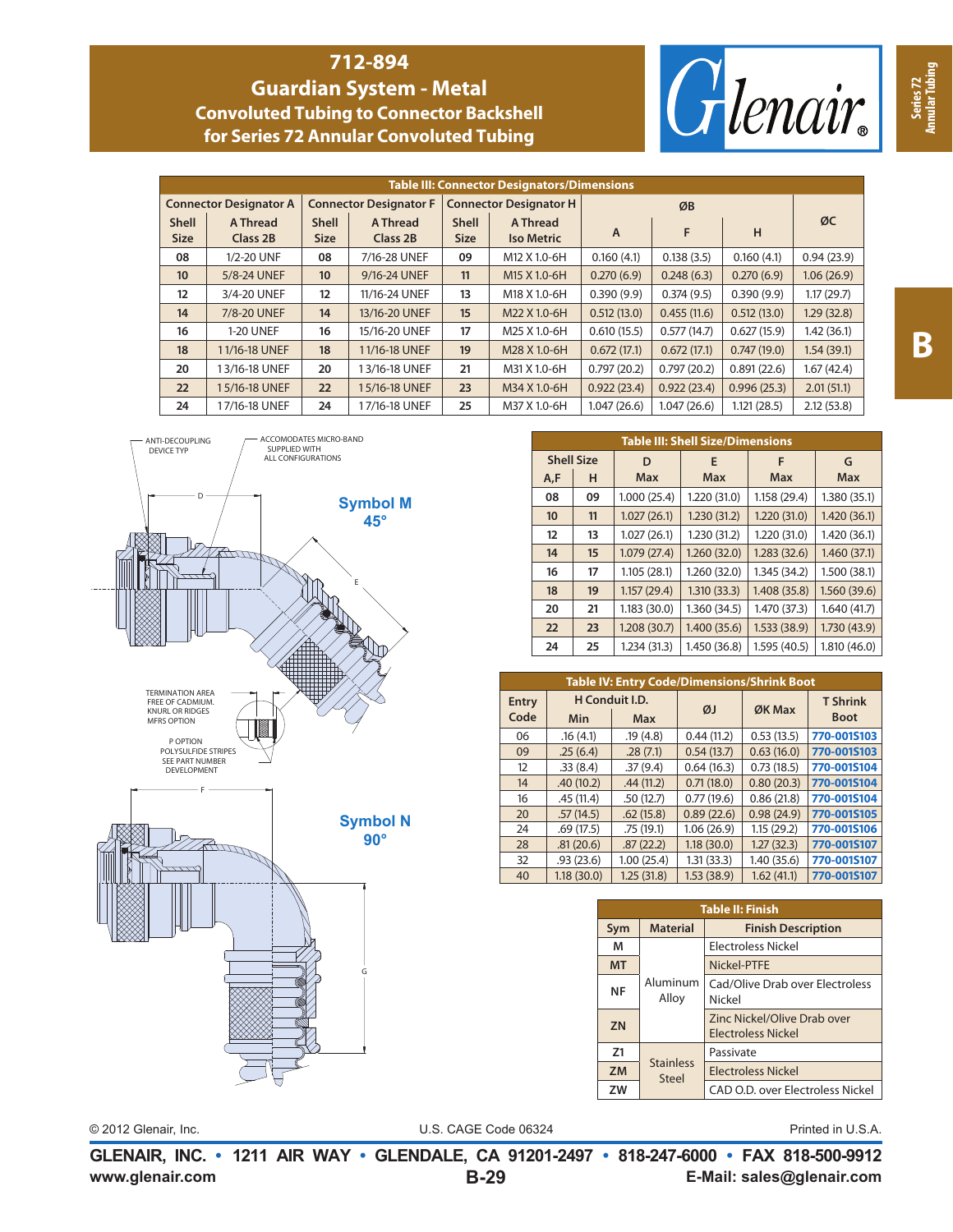# 712-894

## Guardian System - Metal

### Convoluted Tubing to Connector Backshell for Series 72 Annular Convoluted Tubing

**Table III: Connector Designators/Dimensions**

| Connector Designator A | | Connector Designator F | | Connector Designator H | | ØB | | | ØC |
|---|---|---|---|---|---|---|---|---|---|
| Shell Size | A Thread Class 2B | Shell Size | A Thread Class 2B | Shell Size | A Thread Iso Metric | A | F | H | |
| 08 | 1/2-20 UNF | 08 | 7/16-28 UNEF | 09 | M12 X 1.0-6H | 0.160 (4.1) | 0.138 (3.5) | 0.160 (4.1) | 0.94 (23.9) |
| 10 | 5/8-24 UNEF | 10 | 9/16-24 UNEF | 11 | M15 X 1.0-6H | 0.270 (6.9) | 0.248 (6.3) | 0.270 (6.9) | 1.06 (26.9) |
| 12 | 3/4-20 UNEF | 12 | 11/16-24 UNEF | 13 | M18 X 1.0-6H | 0.390 (9.9) | 0.374 (9.5) | 0.390 (9.9) | 1.17 (29.7) |
| 14 | 7/8-20 UNEF | 14 | 13/16-20 UNEF | 15 | M22 X 1.0-6H | 0.512 (13.0) | 0.455 (11.6) | 0.512 (13.0) | 1.29 (32.8) |
| 16 | 1-20 UNEF | 16 | 15/16-20 UNEF | 17 | M25 X 1.0-6H | 0.610 (15.5) | 0.577 (14.7) | 0.627 (15.9) | 1.42 (36.1) |
| 18 | 1 1/16-18 UNEF | 18 | 1 1/16-18 UNEF | 19 | M28 X 1.0-6H | 0.672 (17.1) | 0.672 (17.1) | 0.747 (19.0) | 1.54 (39.1) |
| 20 | 1 3/16-18 UNEF | 20 | 1 3/16-18 UNEF | 21 | M31 X 1.0-6H | 0.797 (20.2) | 0.797 (20.2) | 0.891 (22.6) | 1.67 (42.4) |
| 22 | 1 5/16-18 UNEF | 22 | 1 5/16-18 UNEF | 23 | M34 X 1.0-6H | 0.922 (23.4) | 0.922 (23.4) | 0.996 (25.3) | 2.01 (51.1) |
| 24 | 1 7/16-18 UNEF | 24 | 1 7/16-18 UNEF | 25 | M37 X 1.0-6H | 1.047 (26.6) | 1.047 (26.6) | 1.121 (28.5) | 2.12 (53.8) |

ANTI-DECOUPLING DEVICE TYP

ACCOMODATES MICRO-BAND SUPPLIED WITH ALL CONFIGURATIONS

D

E

**Symbol M 45°**

TERMINATION AREA FREE OF CADMIUM. KNURL OR RIDGES MFRS OPTION

P OPTION POLYSULFIDE STRIPES SEE PART NUMBER DEVELOPMENT

F

G

**Symbol N 90°**

**Table III: Shell Size/Dimensions**

| Shell Size | | D Max | E Max | F Max | G Max |
|---|---|---|---|---|---|
| A,F | H | | | | |
| 08 | 09 | 1.000 (25.4) | 1.220 (31.0) | 1.158 (29.4) | 1.380 (35.1) |
| 10 | 11 | 1.027 (26.1) | 1.230 (31.2) | 1.220 (31.0) | 1.420 (36.1) |
| 12 | 13 | 1.027 (26.1) | 1.230 (31.2) | 1.220 (31.0) | 1.420 (36.1) |
| 14 | 15 | 1.079 (27.4) | 1.260 (32.0) | 1.283 (32.6) | 1.460 (37.1) |
| 16 | 17 | 1.105 (28.1) | 1.260 (32.0) | 1.345 (34.2) | 1.500 (38.1) |
| 18 | 19 | 1.157 (29.4) | 1.310 (33.3) | 1.408 (35.8) | 1.560 (39.6) |
| 20 | 21 | 1.183 (30.0) | 1.360 (34.5) | 1.470 (37.3) | 1.640 (41.7) |
| 22 | 23 | 1.208 (30.7) | 1.400 (35.6) | 1.533 (38.9) | 1.730 (43.9) |
| 24 | 25 | 1.234 (31.3) | 1.450 (36.8) | 1.595 (40.5) | 1.810 (46.0) |

**Table IV: Entry Code/Dimensions/Shrink Boot**

| Entry Code | H Conduit I.D. | | ØJ | ØK Max | T Shrink Boot |
|---|---|---|---|---|---|
| | Min | Max | | | |
| 06 | .16 (4.1) | .19 (4.8) | 0.44 (11.2) | 0.53 (13.5) | 770-001S103 |
| 09 | .25 (6.4) | .28 (7.1) | 0.54 (13.7) | 0.63 (16.0) | 770-001S103 |
| 12 | .33 (8.4) | .37 (9.4) | 0.64 (16.3) | 0.73 (18.5) | 770-001S104 |
| 14 | .40 (10.2) | .44 (11.2) | 0.71 (18.0) | 0.80 (20.3) | 770-001S104 |
| 16 | .45 (11.4) | .50 (12.7) | 0.77 (19.6) | 0.86 (21.8) | 770-001S104 |
| 20 | .57 (14.5) | .62 (15.8) | 0.89 (22.6) | 0.98 (24.9) | 770-001S105 |
| 24 | .69 (17.5) | .75 (19.1) | 1.06 (26.9) | 1.15 (29.2) | 770-001S106 |
| 28 | .81 (20.6) | .87 (22.2) | 1.18 (30.0) | 1.27 (32.3) | 770-001S107 |
| 32 | .93 (23.6) | 1.00 (25.4) | 1.31 (33.3) | 1.40 (35.6) | 770-001S107 |
| 40 | 1.18 (30.0) | 1.25 (31.8) | 1.53 (38.9) | 1.62 (41.1) | 770-001S107 |

**Table II: Finish**

| Sym | Material | Finish Description |
|---|---|---|
| M | Aluminum Alloy | Electroless Nickel |
| MT | | Nickel-PTFE |
| NF | | Cad/Olive Drab over Electroless Nickel |
| ZN | | Zinc Nickel/Olive Drab over Electroless Nickel |
| Z1 | Stainless Steel | Passivate |
| ZM | | Electroless Nickel |
| ZW | | CAD O.D. over Electroless Nickel |

© 2012 Glenair, Inc. U.S. CAGE Code 06324 Printed in U.S.A.

**GLENAIR, INC. • 1211 AIR WAY • GLENDALE, CA 91201-2497 • 818-247-6000 • FAX 818-500-9912**

**www.glenair.com** **E-Mail: sales@glenair.com**